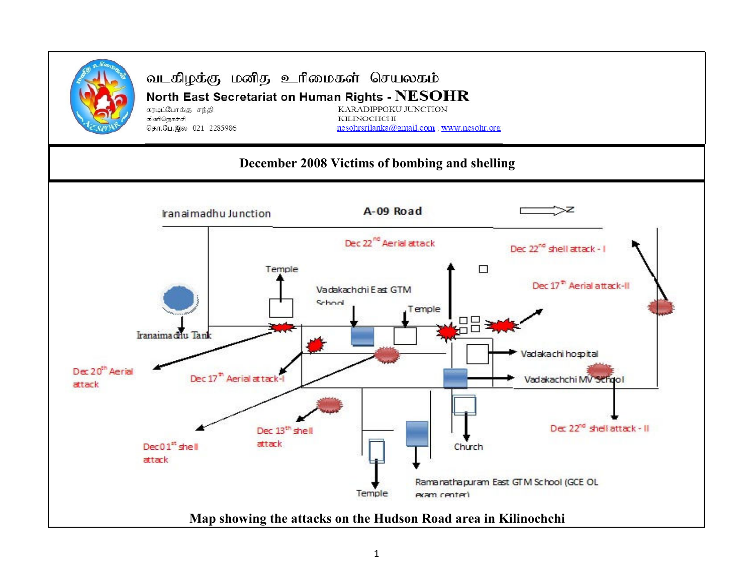வடகிழக்கு மனித உரிமைகள் செயலகம்

**North East Secretariat on Human Rights - NESOHR**

காரடிப்போக்கு சந்தி
கிளிநொச்சி
தொ.பே.இல 021 2285986

KARADIPPOKU JUNCTION
KILINOCHCHI
nesohrsrilanka@gmail.com , www.nesohr.org

## December 2008 Victims of bombing and shelling

Iranaimadhu Junction

A-09 Road

N

Dec 22[nd] Aerial attack

Dec 22[nd] shell attack - I

Temple

Vadakachchi East GTM School

Temple

Dec 17[th] Aerial attack-II

Iranaimadhu Tank

Vadakachi hospital

Dec 20[th] Aerial attack

Dec 17[th] Aerial attack-I

Vadakachchi MV School

Dec 13[th] shell attack

Dec 22[nd] shell attack - II

Dec 01[st] shell attack

Church

Temple

Ramanathapuram East GTM School (GCE OL exam center)

**Map showing the attacks on the Hudson Road area in Kilinochchi**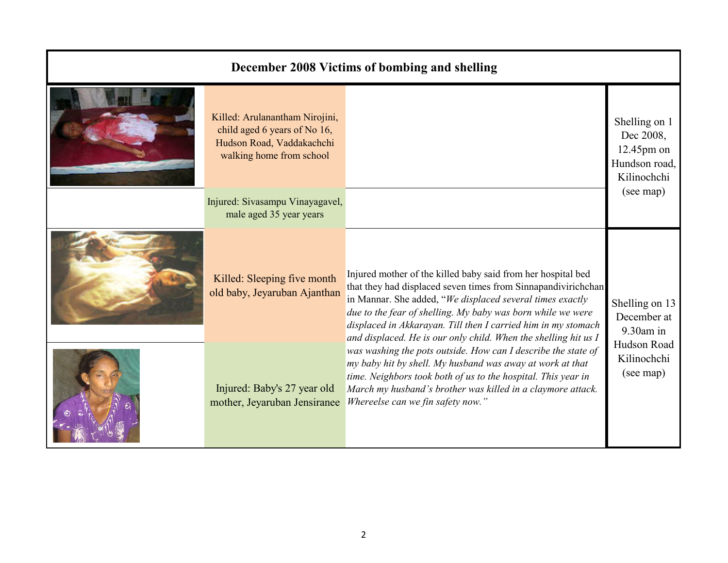| December 2008 Victims of bombing and shelling | | | |
|---|---|---|---|
| | Killed: Arulanantham Nirojini, child aged 6 years of No 16, Hudson Road, Vaddakachchi walking home from school | | Shelling on 1 Dec 2008, 12.45pm on Hundson road, Kilinochchi (see map) |
| | Injured: Sivasampu Vinayagavel, male aged 35 year years | | |
| | Killed: Sleeping five month old baby, Jeyaruban Ajanthan | Injured mother of the killed baby said from her hospital bed that they had displaced seven times from Sinnapandivirichchan in Mannar. She added, "*We displaced several times exactly due to the fear of shelling. My baby was born while we were displaced in Akkarayan. Till then I carried him in my stomach and displaced. He is our only child. When the shelling hit us I was washing the pots outside. How can I describe the state of my baby hit by shell. My husband was away at work at that time. Neighbors took both of us to the hospital. This year in March my husband's brother was killed in a claymore attack. Whereelse can we fin safety now.*" | Shelling on 13 December at 9.30am in Hudson Road Kilinochchi (see map) |
| | Injured: Baby's 27 year old mother, Jeyaruban Jensiranee | | |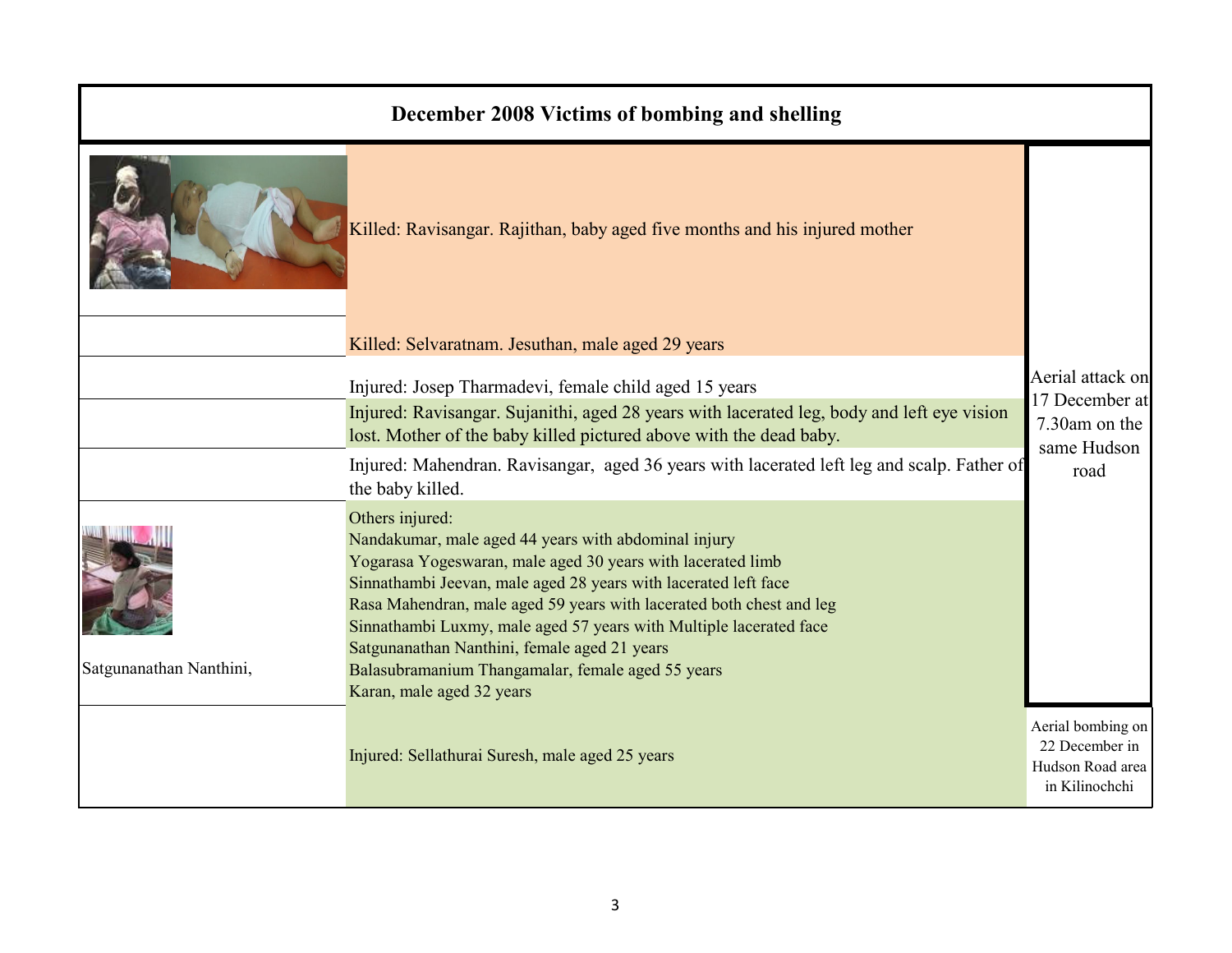| December 2008 Victims of bombing and shelling | | |
| --- | --- | --- |
| | Killed: Ravisangar. Rajithan, baby aged five months and his injured mother | Aerial attack on 17 December at 7.30am on the same Hudson road |
| | Killed: Selvaratnam. Jesuthan, male aged 29 years | |
| | Injured: Josep Tharmadevi, female child aged 15 years | |
| | Injured: Ravisangar. Sujanithi, aged 28 years with lacerated leg, body and left eye vision lost. Mother of the baby killed pictured above with the dead baby. | |
| | Injured: Mahendran. Ravisangar, aged 36 years with lacerated left leg and scalp. Father of the baby killed. | |
| Satgunanathan Nanthini, | Others injured:<br>Nandakumar, male aged 44 years with abdominal injury<br>Yogarasa Yogeswaran, male aged 30 years with lacerated limb<br>Sinnathambi Jeevan, male aged 28 years with lacerated left face<br>Rasa Mahendran, male aged 59 years with lacerated both chest and leg<br>Sinnathambi Luxmy, male aged 57 years with Multiple lacerated face<br>Satgunanathan Nanthini, female aged 21 years<br>Balasubramanium Thangamalar, female aged 55 years<br>Karan, male aged 32 years | |
| | Injured: Sellathurai Suresh, male aged 25 years | Aerial bombing on 22 December in Hudson Road area in Kilinochchi |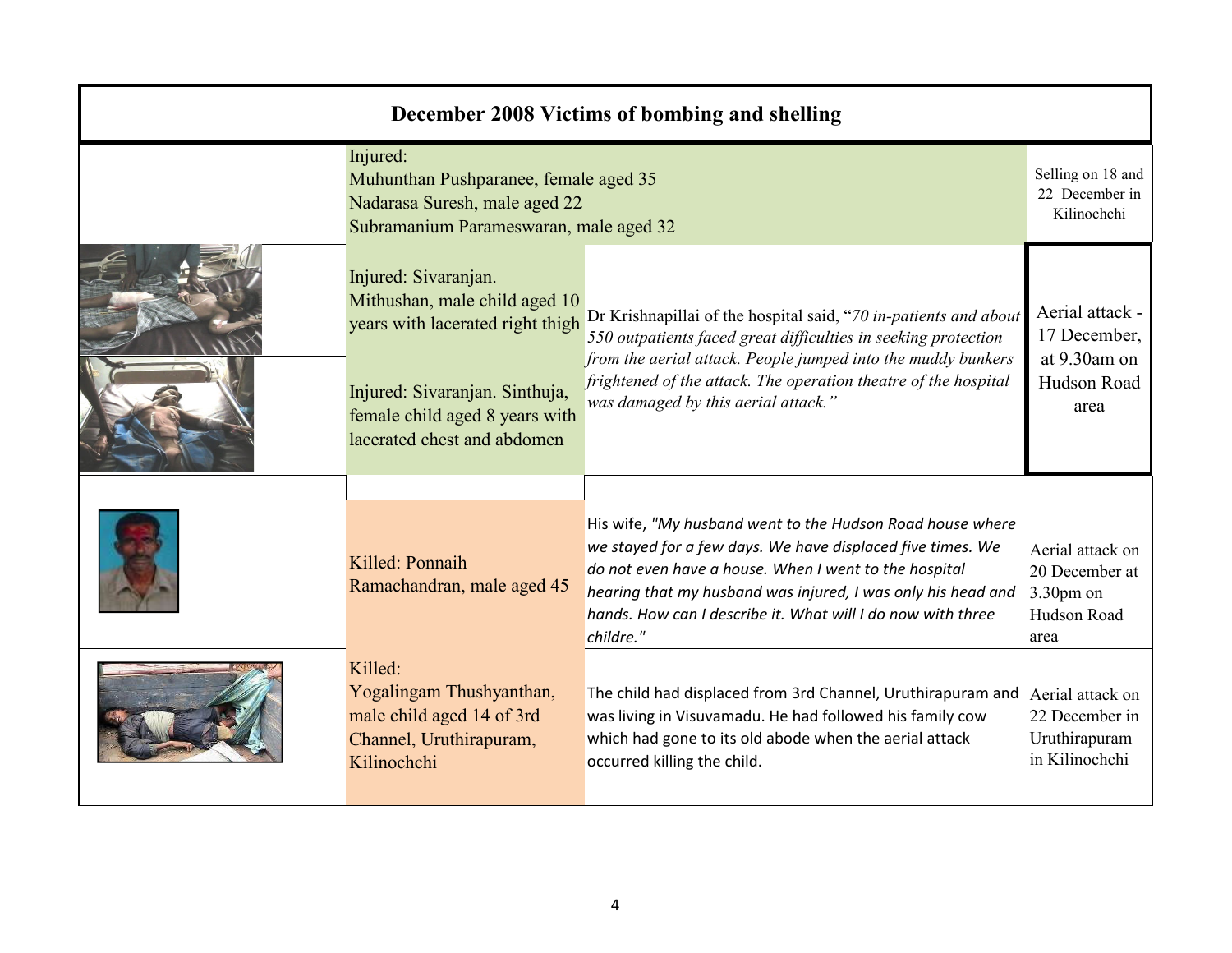| December 2008 Victims of bombing and shelling | | | |
|---|---|---|---|
| | Injured:<br>Muhunthan Pushparanee, female aged 35<br>Nadarasa Suresh, male aged 22<br>Subramanium Parameswaran, male aged 32 | | Selling on 18 and 22 December in Kilinochchi |
| | Injured: Sivaranjan. Mithushan, male child aged 10 years with lacerated right thigh<br><br>Injured: Sivaranjan. Sinthuja, female child aged 8 years with lacerated chest and abdomen | Dr Krishnapillai of the hospital said, "*70 in-patients and about 550 outpatients faced great difficulties in seeking protection from the aerial attack. People jumped into the muddy bunkers frightened of the attack. The operation theatre of the hospital was damaged by this aerial attack.*" | Aerial attack - 17 December, at 9.30am on Hudson Road area |
| | | | |
| | Killed: Ponnaih Ramachandran, male aged 45 | His wife, *"My husband went to the Hudson Road house where we stayed for a few days. We have displaced five times. We do not even have a house. When I went to the hospital hearing that my husband was injured, I was only his head and hands. How can I describe it. What will I do now with three childre."* | Aerial attack on 20 December at 3.30pm on Hudson Road area |
| | Killed:<br>Yogalingam Thushyanthan, male child aged 14 of 3rd Channel, Uruthirapuram, Kilinochchi | The child had displaced from 3rd Channel, Uruthirapuram and was living in Visuvamadu. He had followed his family cow which had gone to its old abode when the aerial attack occurred killing the child. | Aerial attack on 22 December in Uruthirapuram in Kilinochchi |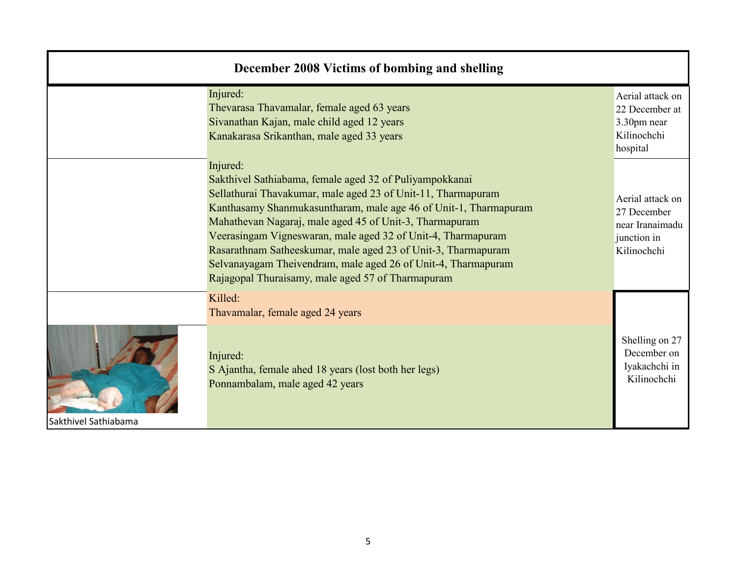## December 2008 Victims of bombing and shelling

| | | |
|---|---|---|
| | Injured:<br>Thevarasa Thavamalar, female aged 63 years<br>Sivanathan Kajan, male child aged 12 years<br>Kanakarasa Srikanthan, male aged 33 years | Aerial attack on 22 December at 3.30pm near Kilinochchi hospital |
| | Injured:<br>Sakthivel Sathiabama, female aged 32 of Puliyampokkanai<br>Sellathurai Thavakumar, male aged 23 of Unit-11, Tharmapuram<br>Kanthasamy Shanmukasuntharam, male age 46 of Unit-1, Tharmapuram<br>Mahathevan Nagaraj, male aged 45 of Unit-3, Tharmapuram<br>Veerasingam Vigneswaran, male aged 32 of Unit-4, Tharmapuram<br>Rasarathnam Satheeskumar, male aged 23 of Unit-3, Tharmapuram<br>Selvanayagam Theivendram, male aged 26 of Unit-4, Tharmapuram<br>Rajagopal Thuraisamy, male aged 57 of Tharmapuram | Aerial attack on 27 December near Iranaimadu junction in Kilinochchi |
| | Killed:<br>Thavamalar, female aged 24 years | Shelling on 27 December on Iyakachchi in Kilinochchi |
| Sakthivel Sathiabama | Injured:<br>S Ajantha, female ahed 18 years (lost both her legs)<br>Ponnambalam, male aged 42 years | |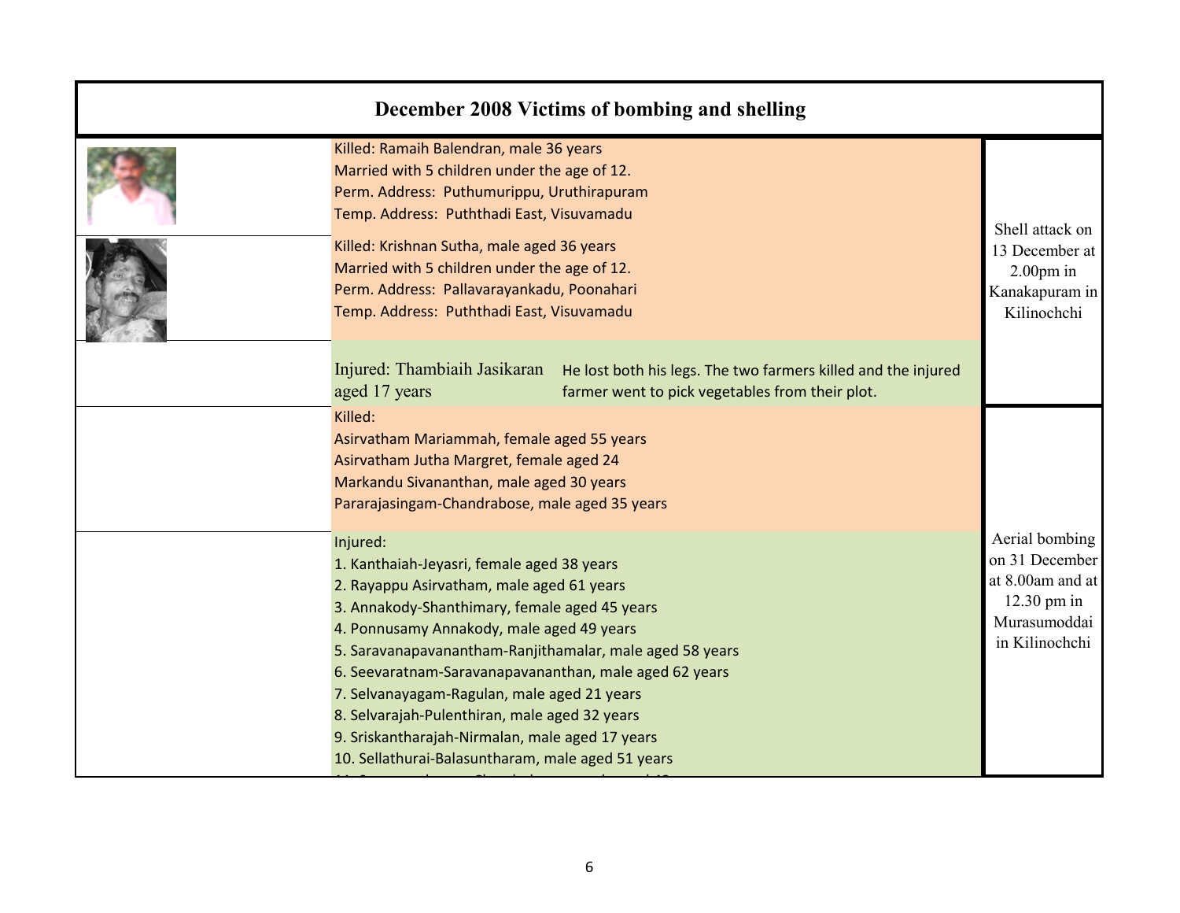# December 2008 Victims of bombing and shelling

| | | |
|---|---|---|
| | Killed: Ramaih Balendran, male 36 years<br>Married with 5 children under the age of 12.<br>Perm. Address: Puthumurippu, Uruthirapuram<br>Temp. Address: Puththadi East, Visuvamadu | Shell attack on 13 December at 2.00pm in Kanakapuram in Kilinochchi |
| | Killed: Krishnan Sutha, male aged 36 years<br>Married with 5 children under the age of 12.<br>Perm. Address: Pallavarayankadu, Poonahari<br>Temp. Address: Puththadi East, Visuvamadu | |
| | Injured: Thambiaih Jasikaran aged 17 years — He lost both his legs. The two farmers killed and the injured farmer went to pick vegetables from their plot. | |
| | Killed:<br>Asirvatham Mariammah, female aged 55 years<br>Asirvatham Jutha Margret, female aged 24<br>Markandu Sivananthan, male aged 30 years<br>Pararajasingam-Chandrabose, male aged 35 years | Aerial bombing on 31 December at 8.00am and at 12.30 pm in Murasumoddai in Kilinochchi |
| | Injured:<br>1. Kanthaiah-Jeyasri, female aged 38 years<br>2. Rayappu Asirvatham, male aged 61 years<br>3. Annakody-Shanthimary, female aged 45 years<br>4. Ponnusamy Annakody, male aged 49 years<br>5. Saravanapavanantham-Ranjithamalar, male aged 58 years<br>6. Seevaratnam-Saravanapavananthan, male aged 62 years<br>7. Selvanayagam-Ragulan, male aged 21 years<br>8. Selvarajah-Pulenthiran, male aged 32 years<br>9. Sriskantharajah-Nirmalan, male aged 17 years<br>10. Sellathurai-Balasuntharam, male aged 51 years | |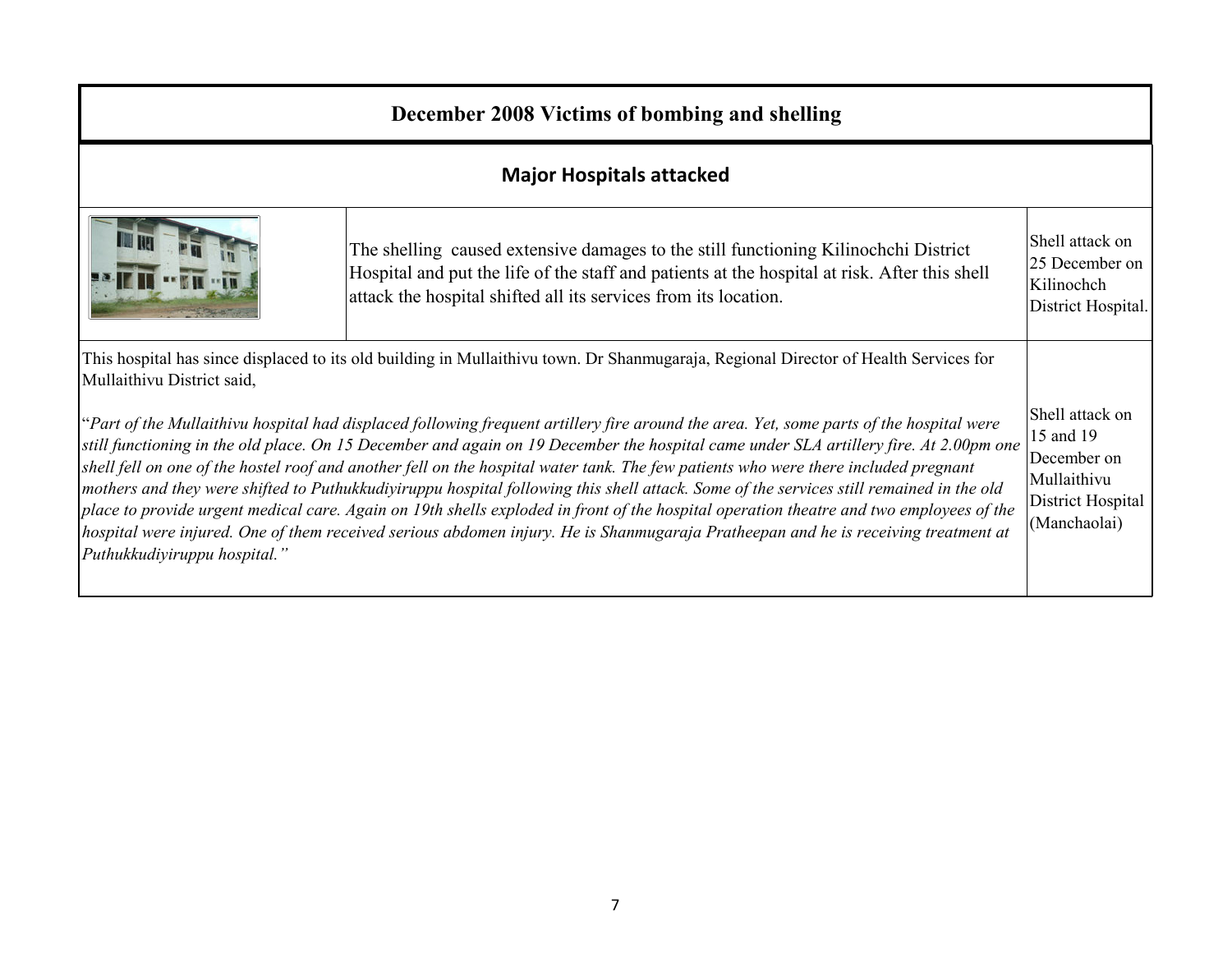# December 2008 Victims of bombing and shelling

## Major Hospitals attacked

| | | |
|---|---|---|
| | The shelling caused extensive damages to the still functioning Kilinochchi District Hospital and put the life of the staff and patients at the hospital at risk. After this shell attack the hospital shifted all its services from its location. | Shell attack on 25 December on Kilinochch District Hospital. |
| This hospital has since displaced to its old building in Mullaithivu town. Dr Shanmugaraja, Regional Director of Health Services for Mullaithivu District said,<br><br>"*Part of the Mullaithivu hospital had displaced following frequent artillery fire around the area. Yet, some parts of the hospital were still functioning in the old place. On 15 December and again on 19 December the hospital came under SLA artillery fire. At 2.00pm one shell fell on one of the hostel roof and another fell on the hospital water tank. The few patients who were there included pregnant mothers and they were shifted to Puthukkudiyiruppu hospital following this shell attack. Some of the services still remained in the old place to provide urgent medical care. Again on 19th shells exploded in front of the hospital operation theatre and two employees of the hospital were injured. One of them received serious abdomen injury. He is Shanmugaraja Pratheepan and he is receiving treatment at Puthukkudiyiruppu hospital.*" | | Shell attack on 15 and 19 December on Mullaithivu District Hospital (Manchaolai) |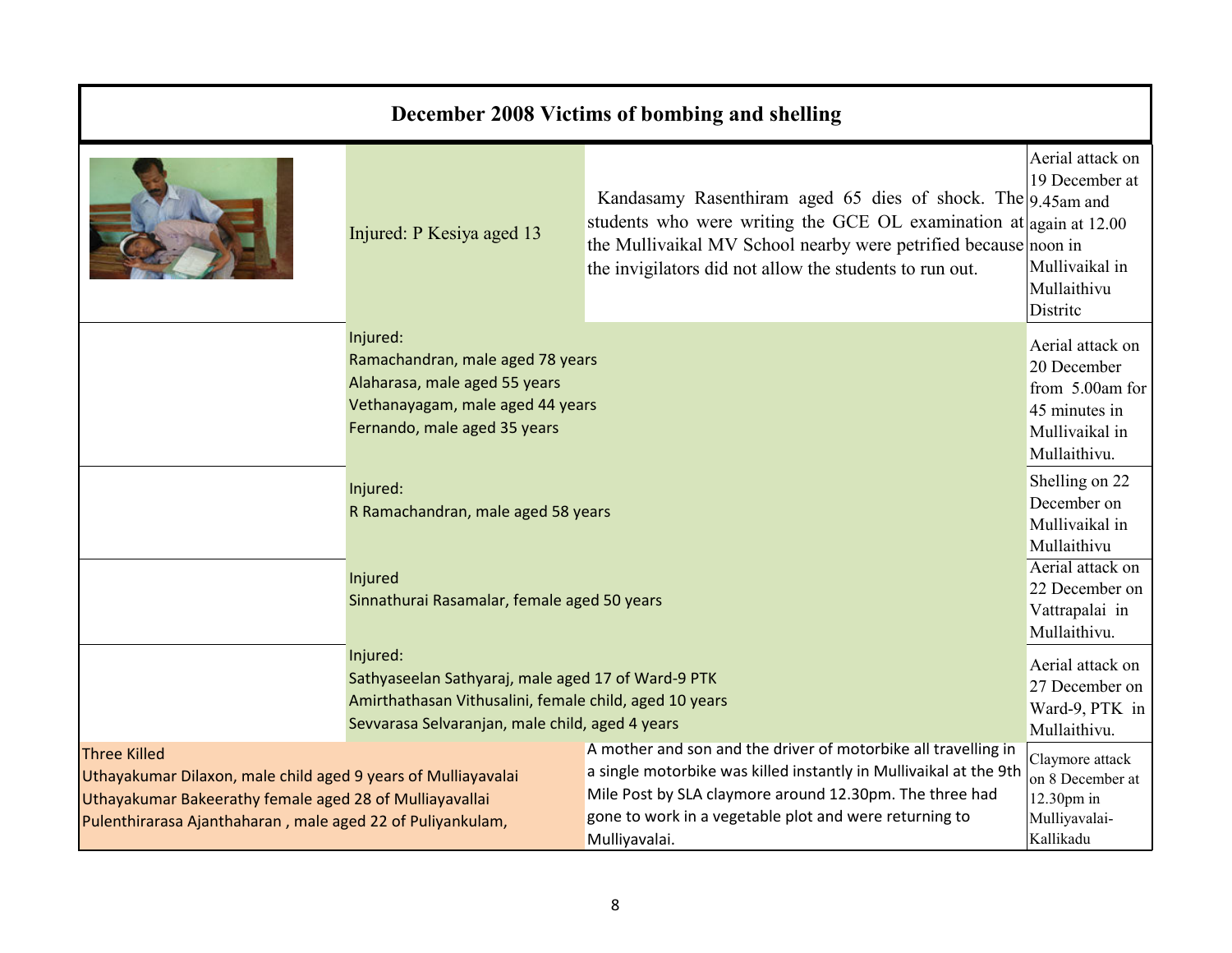## December 2008 Victims of bombing and shelling

| | | | |
|---|---|---|---|
| | Injured: P Kesiya aged 13 | Kandasamy Rasenthiram aged 65 dies of shock. The students who were writing the GCE OL examination at the Mullivaikal MV School nearby were petrified because the invigilators did not allow the students to run out. | Aerial attack on 19 December at 9.45am and again at 12.00 noon in Mullivaikal in Mullaithivu Distritc |
| | Injured:<br>Ramachandran, male aged 78 years<br>Alaharasa, male aged 55 years<br>Vethanayagam, male aged 44 years<br>Fernando, male aged 35 years | | Aerial attack on 20 December from 5.00am for 45 minutes in Mullivaikal in Mullaithivu. |
| | Injured:<br>R Ramachandran, male aged 58 years | | Shelling on 22 December on Mullivaikal in Mullaithivu |
| | Injured<br>Sinnathurai Rasamalar, female aged 50 years | | Aerial attack on 22 December on Vattrapalai in Mullaithivu. |
| | Injured:<br>Sathyaseelan Sathyaraj, male aged 17 of Ward-9 PTK<br>Amirthathasan Vithusalini, female child, aged 10 years<br>Sevvarasa Selvaranjan, male child, aged 4 years | | Aerial attack on 27 December on Ward-9, PTK in Mullaithivu. |
| Three Killed<br>Uthayakumar Dilaxon, male child aged 9 years of Mulliayavalai<br>Uthayakumar Bakeerathy female aged 28 of Mulliayavallai<br>Pulenthirarasa Ajanthaharan , male aged 22 of Puliyankulam, | | A mother and son and the driver of motorbike all travelling in a single motorbike was killed instantly in Mullivaikal at the 9th Mile Post by SLA claymore around 12.30pm. The three had gone to work in a vegetable plot and were returning to Mulliyavalai. | Claymore attack on 8 December at 12.30pm in Mulliyavalai-Kallikadu |